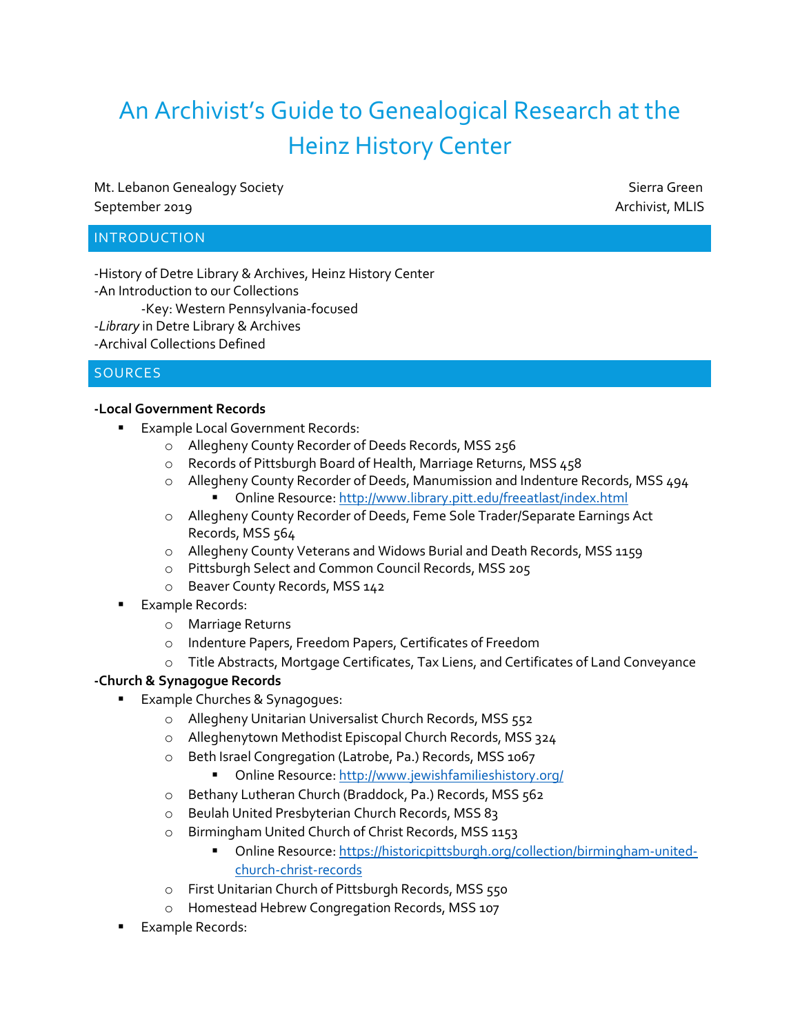# An Archivist's Guide to Genealogical Research at the Heinz History Center

Mt. Lebanon Genealogy Society
September 2019

Sierra Green
Archivist, MLIS

## INTRODUCTION

-History of Detre Library & Archives, Heinz History Center
-An Introduction to our Collections
    -Key: Western Pennsylvania-focused
-*Library* in Detre Library & Archives
-Archival Collections Defined

## SOURCES

**-Local Government Records**

- Example Local Government Records:
    - Allegheny County Recorder of Deeds Records, MSS 256
    - Records of Pittsburgh Board of Health, Marriage Returns, MSS 458
    - Allegheny County Recorder of Deeds, Manumission and Indenture Records, MSS 494
        - Online Resource: http://www.library.pitt.edu/freeatlast/index.html
    - Allegheny County Recorder of Deeds, Feme Sole Trader/Separate Earnings Act Records, MSS 564
    - Allegheny County Veterans and Widows Burial and Death Records, MSS 1159
    - Pittsburgh Select and Common Council Records, MSS 205
    - Beaver County Records, MSS 142
- Example Records:
    - Marriage Returns
    - Indenture Papers, Freedom Papers, Certificates of Freedom
    - Title Abstracts, Mortgage Certificates, Tax Liens, and Certificates of Land Conveyance

**-Church & Synagogue Records**

- Example Churches & Synagogues:
    - Allegheny Unitarian Universalist Church Records, MSS 552
    - Alleghenytown Methodist Episcopal Church Records, MSS 324
    - Beth Israel Congregation (Latrobe, Pa.) Records, MSS 1067
        - Online Resource: http://www.jewishfamilieshistory.org/
    - Bethany Lutheran Church (Braddock, Pa.) Records, MSS 562
    - Beulah United Presbyterian Church Records, MSS 83
    - Birmingham United Church of Christ Records, MSS 1153
        - Online Resource: https://historicpittsburgh.org/collection/birmingham-united-church-christ-records
    - First Unitarian Church of Pittsburgh Records, MSS 550
    - Homestead Hebrew Congregation Records, MSS 107
- Example Records: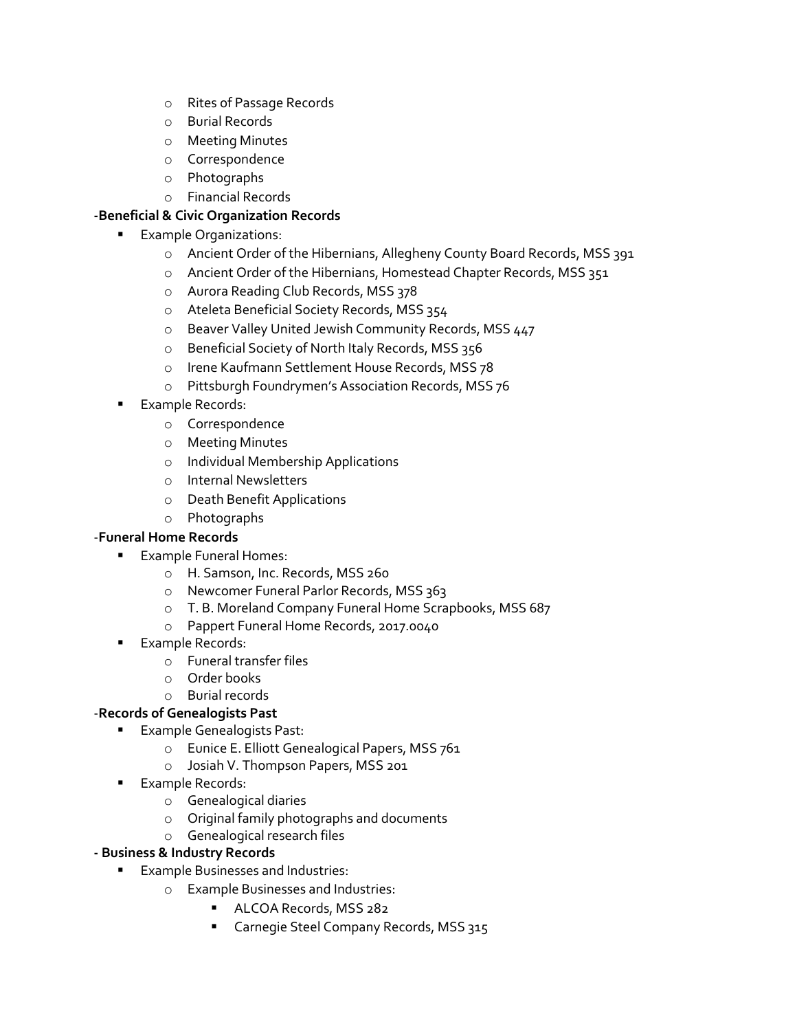- Rites of Passage Records
  - Burial Records
  - Meeting Minutes
  - Correspondence
  - Photographs
  - Financial Records

**-Beneficial & Civic Organization Records**

- Example Organizations:
  - Ancient Order of the Hibernians, Allegheny County Board Records, MSS 391
  - Ancient Order of the Hibernians, Homestead Chapter Records, MSS 351
  - Aurora Reading Club Records, MSS 378
  - Ateleta Beneficial Society Records, MSS 354
  - Beaver Valley United Jewish Community Records, MSS 447
  - Beneficial Society of North Italy Records, MSS 356
  - Irene Kaufmann Settlement House Records, MSS 78
  - Pittsburgh Foundrymen's Association Records, MSS 76
- Example Records:
  - Correspondence
  - Meeting Minutes
  - Individual Membership Applications
  - Internal Newsletters
  - Death Benefit Applications
  - Photographs

-**Funeral Home Records**

- Example Funeral Homes:
  - H. Samson, Inc. Records, MSS 260
  - Newcomer Funeral Parlor Records, MSS 363
  - T. B. Moreland Company Funeral Home Scrapbooks, MSS 687
  - Pappert Funeral Home Records, 2017.0040
- Example Records:
  - Funeral transfer files
  - Order books
  - Burial records

-**Records of Genealogists Past**

- Example Genealogists Past:
  - Eunice E. Elliott Genealogical Papers, MSS 761
  - Josiah V. Thompson Papers, MSS 201
- Example Records:
  - Genealogical diaries
  - Original family photographs and documents
  - Genealogical research files

**- Business & Industry Records**

- Example Businesses and Industries:
  - Example Businesses and Industries:
    - ALCOA Records, MSS 282
    - Carnegie Steel Company Records, MSS 315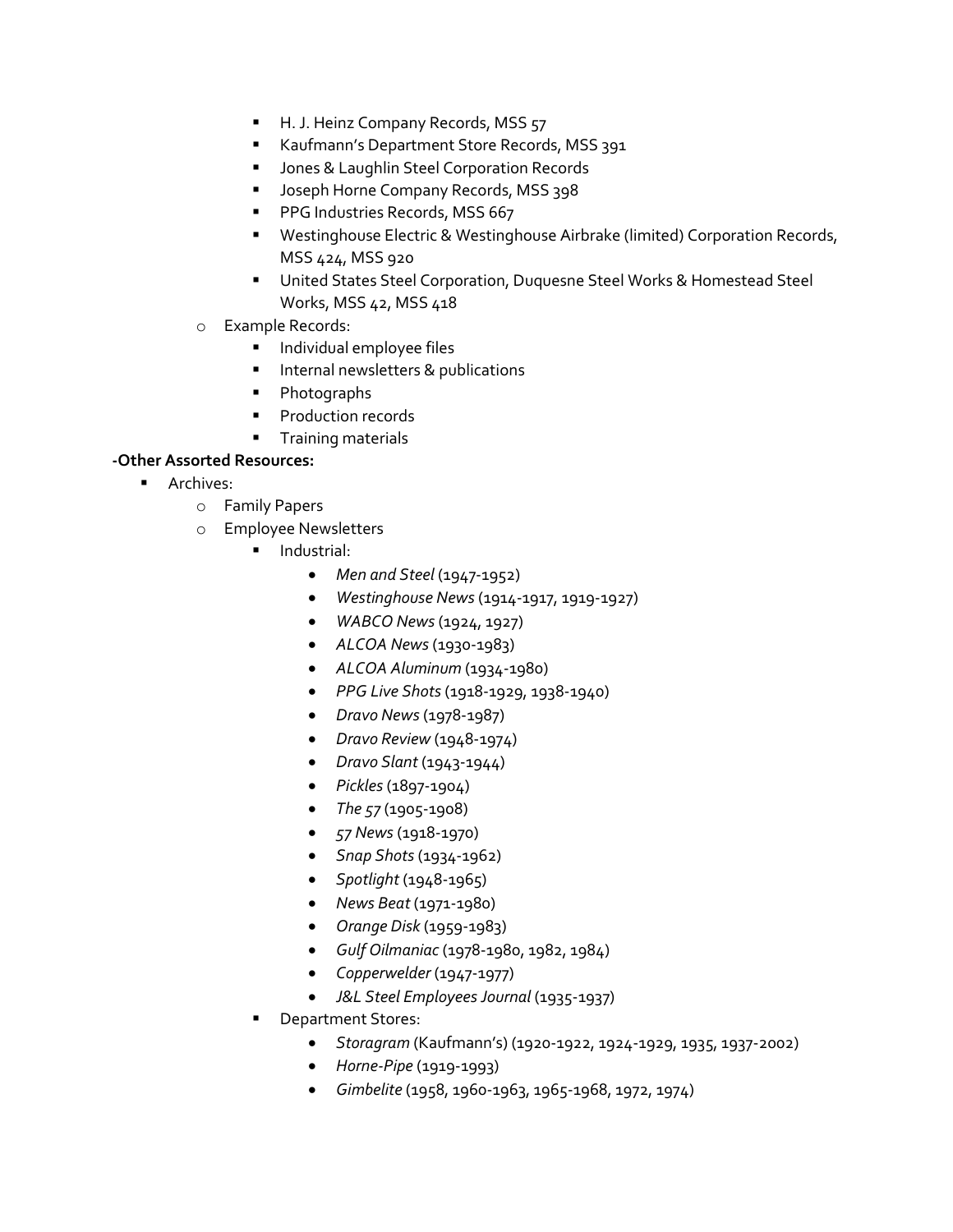- H. J. Heinz Company Records, MSS 57
        - Kaufmann's Department Store Records, MSS 391
        - Jones & Laughlin Steel Corporation Records
        - Joseph Horne Company Records, MSS 398
        - PPG Industries Records, MSS 667
        - Westinghouse Electric & Westinghouse Airbrake (limited) Corporation Records, MSS 424, MSS 920
        - United States Steel Corporation, Duquesne Steel Works & Homestead Steel Works, MSS 42, MSS 418
    - Example Records:
        - Individual employee files
        - Internal newsletters & publications
        - Photographs
        - Production records
        - Training materials

**-Other Assorted Resources:**

- Archives:
    - Family Papers
    - Employee Newsletters
        - Industrial:
            - *Men and Steel* (1947-1952)
            - *Westinghouse News* (1914-1917, 1919-1927)
            - *WABCO News* (1924, 1927)
            - *ALCOA News* (1930-1983)
            - *ALCOA Aluminum* (1934-1980)
            - *PPG Live Shots* (1918-1929, 1938-1940)
            - *Dravo News* (1978-1987)
            - *Dravo Review* (1948-1974)
            - *Dravo Slant* (1943-1944)
            - *Pickles* (1897-1904)
            - *The 57* (1905-1908)
            - *57 News* (1918-1970)
            - *Snap Shots* (1934-1962)
            - *Spotlight* (1948-1965)
            - *News Beat* (1971-1980)
            - *Orange Disk* (1959-1983)
            - *Gulf Oilmaniac* (1978-1980, 1982, 1984)
            - *Copperwelder* (1947-1977)
            - *J&L Steel Employees Journal* (1935-1937)
        - Department Stores:
            - *Storagram* (Kaufmann's) (1920-1922, 1924-1929, 1935, 1937-2002)
            - *Horne-Pipe* (1919-1993)
            - *Gimbelite* (1958, 1960-1963, 1965-1968, 1972, 1974)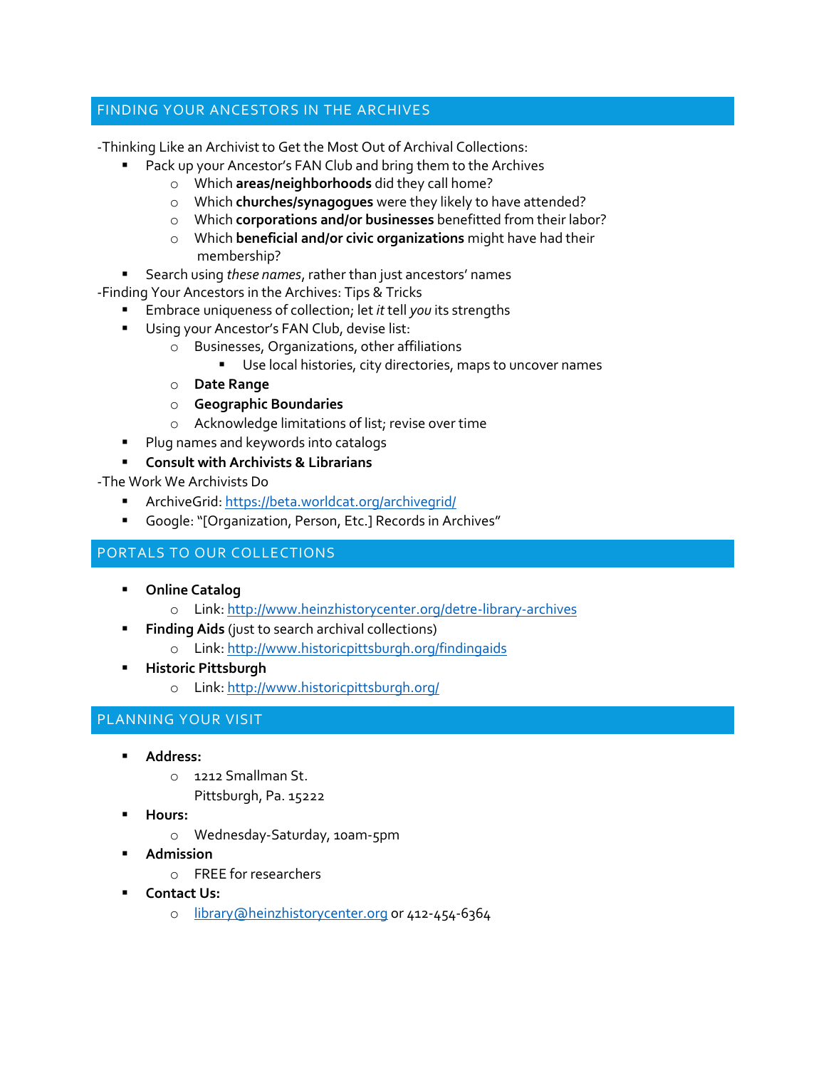## FINDING YOUR ANCESTORS IN THE ARCHIVES

-Thinking Like an Archivist to Get the Most Out of Archival Collections:

- Pack up your Ancestor's FAN Club and bring them to the Archives
  - Which **areas/neighborhoods** did they call home?
  - Which **churches/synagogues** were they likely to have attended?
  - Which **corporations and/or businesses** benefitted from their labor?
  - Which **beneficial and/or civic organizations** might have had their membership?
- Search using *these names*, rather than just ancestors' names

-Finding Your Ancestors in the Archives: Tips & Tricks

- Embrace uniqueness of collection; let *it* tell *you* its strengths
- Using your Ancestor's FAN Club, devise list:
  - Businesses, Organizations, other affiliations
    - Use local histories, city directories, maps to uncover names
  - **Date Range**
  - **Geographic Boundaries**
  - Acknowledge limitations of list; revise over time
- Plug names and keywords into catalogs
- **Consult with Archivists & Librarians**

-The Work We Archivists Do

- ArchiveGrid: https://beta.worldcat.org/archivegrid/
- Google: "[Organization, Person, Etc.] Records in Archives"

## PORTALS TO OUR COLLECTIONS

- **Online Catalog**
  - Link: http://www.heinzhistorycenter.org/detre-library-archives
- **Finding Aids** (just to search archival collections)
  - Link: http://www.historicpittsburgh.org/findingaids
- **Historic Pittsburgh**
  - Link: http://www.historicpittsburgh.org/

## PLANNING YOUR VISIT

- **Address:**
  - 1212 Smallman St.
    Pittsburgh, Pa. 15222
- **Hours:**
  - Wednesday-Saturday, 10am-5pm
- **Admission**
  - FREE for researchers
- **Contact Us:**
  - library@heinzhistorycenter.org or 412-454-6364